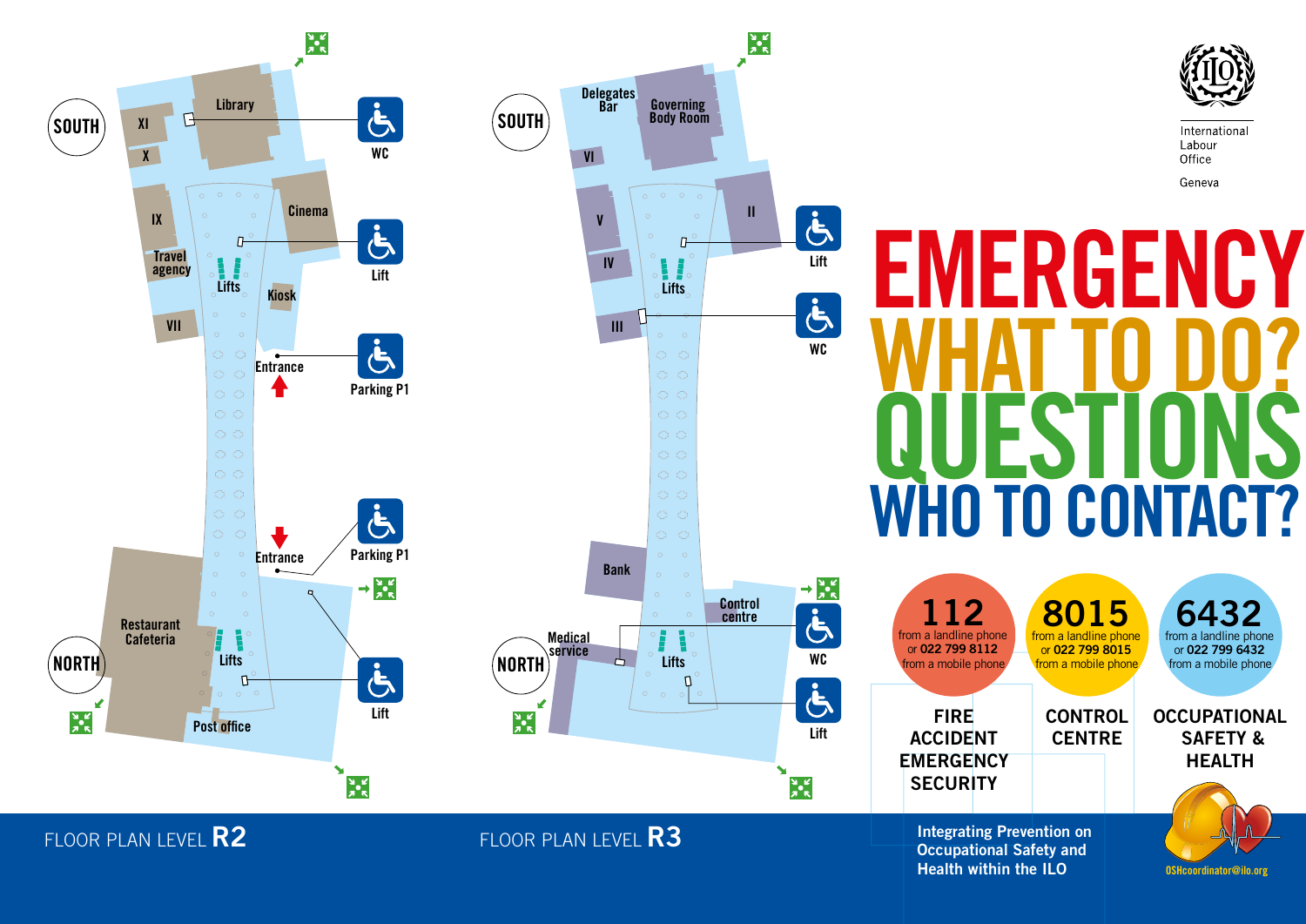International Labour Office

Geneva

# EMERGENCY
# WHAT TO DO?
# QUESTIONS
# WHO TO CONTACT?

| 112 | 8015 | 6432 |
| --- | --- | --- |
| from a landline phone or 022 799 8112 from a mobile phone | from a landline phone or 022 799 8015 from a mobile phone | from a landline phone or 022 799 6432 from a mobile phone |
| FIRE ACCIDENT EMERGENCY SECURITY | CONTROL CENTRE | OCCUPATIONAL SAFETY & HEALTH |

Integrating Prevention on Occupational Safety and Health within the ILO

OSHcoordinator@ilo.org

## FLOOR PLAN LEVEL **R2**

SOUTH

XI, X, IX, VII, Library, Travel agency, Cinema, Kiosk, Lifts, Entrance, Restaurant Cafeteria, Post office, Lifts, Entrance

WC, Lift, Parking P1, Parking P1, Lift

NORTH

## FLOOR PLAN LEVEL **R3**

SOUTH

Delegates Bar, Governing Body Room, VI, V, IV, III, II, Lifts, Bank, Control centre, Medical service, Lifts

Lift, WC, WC, Lift

NORTH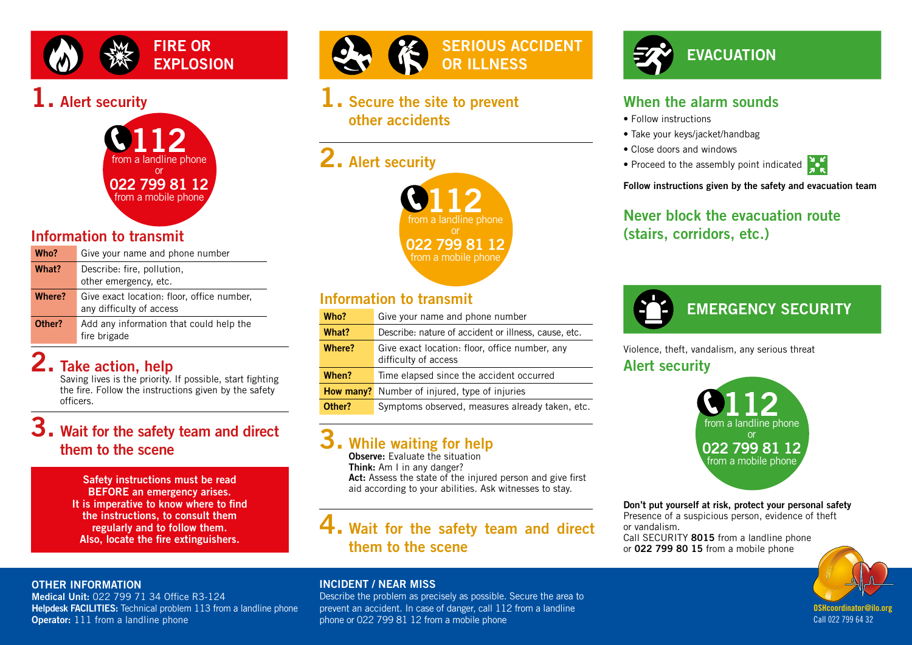## FIRE OR EXPLOSION

### 1. Alert security

**112** from a landline phone
or
**022 799 81 12** from a mobile phone

### Information to transmit

| | |
|---|---|
| **Who?** | Give your name and phone number |
| **What?** | Describe: fire, pollution, other emergency, etc. |
| **Where?** | Give exact location: floor, office number, any difficulty of access |
| **Other?** | Add any information that could help the fire brigade |

### 2. Take action, help

Saving lives is the priority. If possible, start fighting the fire. Follow the instructions given by the safety officers.

### 3. Wait for the safety team and direct them to the scene

**Safety instructions must be read BEFORE an emergency arises. It is imperative to know where to find the instructions, to consult them regularly and to follow them. Also, locate the fire extinguishers.**

## SERIOUS ACCIDENT OR ILLNESS

### 1. Secure the site to prevent other accidents

### 2. Alert security

**112** from a landline phone
or
**022 799 81 12** from a mobile phone

### Information to transmit

| | |
|---|---|
| **Who?** | Give your name and phone number |
| **What?** | Describe: nature of accident or illness, cause, etc. |
| **Where?** | Give exact location: floor, office number, any difficulty of access |
| **When?** | Time elapsed since the accident occurred |
| **How many?** | Number of injured, type of injuries |
| **Other?** | Symptoms observed, measures already taken, etc. |

### 3. While waiting for help

**Observe:** Evaluate the situation
**Think:** Am I in any danger?
**Act:** Assess the state of the injured person and give first aid according to your abilities. Ask witnesses to stay.

### 4. Wait for the safety team and direct them to the scene

## EVACUATION

### When the alarm sounds

- Follow instructions
- Take your keys/jacket/handbag
- Close doors and windows
- Proceed to the assembly point indicated

**Follow instructions given by the safety and evacuation team**

### Never block the evacuation route (stairs, corridors, etc.)

## EMERGENCY SECURITY

Violence, theft, vandalism, any serious threat

### Alert security

**112** from a landline phone
or
**022 799 81 12** from a mobile phone

**Don't put yourself at risk, protect your personal safety**
Presence of a suspicious person, evidence of theft or vandalism.
Call SECURITY **8015** from a landline phone or **022 799 80 15** from a mobile phone

## OTHER INFORMATION

**Medical Unit:** 022 799 71 34 Office R3-124
**Helpdesk FACILITIES:** Technical problem 113 from a landline phone
**Operator:** 111 from a landline phone

## INCIDENT / NEAR MISS

Describe the problem as precisely as possible. Secure the area to prevent an accident. In case of danger, call 112 from a landline phone or 022 799 81 12 from a mobile phone

**OSHcoordinator@ilo.org**
Call 022 799 64 32